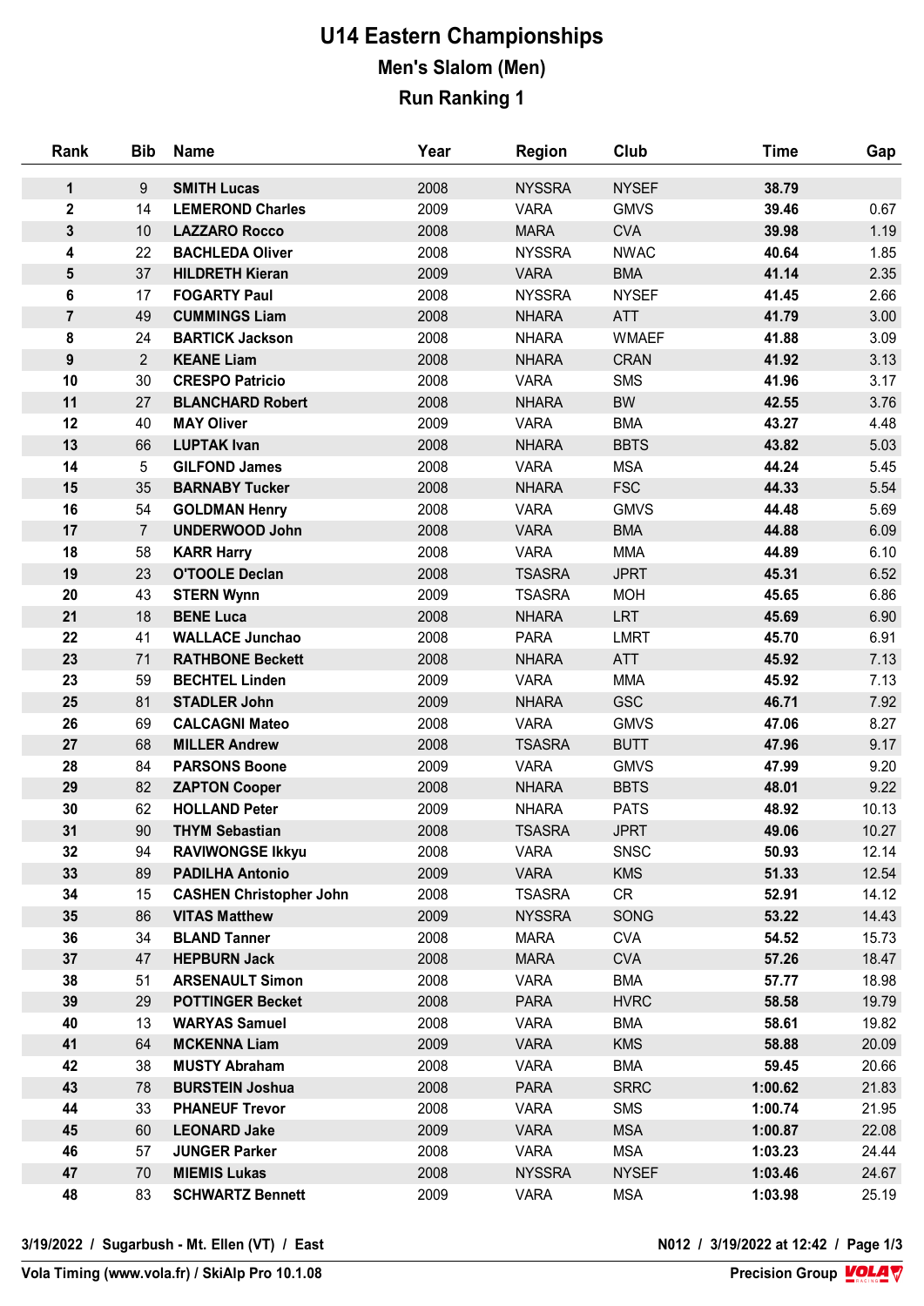# U14 Eastern Championships

## Men's Slalom (Men)

## Run Ranking 1

| Rank | Bib | Name | Year | Region | Club | Time | Gap |
|---|---|---|---|---|---|---|---|
| 1 | 9 | SMITH Lucas | 2008 | NYSSRA | NYSEF | 38.79 | |
| 2 | 14 | LEMEROND Charles | 2009 | VARA | GMVS | 39.46 | 0.67 |
| 3 | 10 | LAZZARO Rocco | 2008 | MARA | CVA | 39.98 | 1.19 |
| 4 | 22 | BACHLEDA Oliver | 2008 | NYSSRA | NWAC | 40.64 | 1.85 |
| 5 | 37 | HILDRETH Kieran | 2009 | VARA | BMA | 41.14 | 2.35 |
| 6 | 17 | FOGARTY Paul | 2008 | NYSSRA | NYSEF | 41.45 | 2.66 |
| 7 | 49 | CUMMINGS Liam | 2008 | NHARA | ATT | 41.79 | 3.00 |
| 8 | 24 | BARTICK Jackson | 2008 | NHARA | WMAEF | 41.88 | 3.09 |
| 9 | 2 | KEANE Liam | 2008 | NHARA | CRAN | 41.92 | 3.13 |
| 10 | 30 | CRESPO Patricio | 2008 | VARA | SMS | 41.96 | 3.17 |
| 11 | 27 | BLANCHARD Robert | 2008 | NHARA | BW | 42.55 | 3.76 |
| 12 | 40 | MAY Oliver | 2009 | VARA | BMA | 43.27 | 4.48 |
| 13 | 66 | LUPTAK Ivan | 2008 | NHARA | BBTS | 43.82 | 5.03 |
| 14 | 5 | GILFOND James | 2008 | VARA | MSA | 44.24 | 5.45 |
| 15 | 35 | BARNABY Tucker | 2008 | NHARA | FSC | 44.33 | 5.54 |
| 16 | 54 | GOLDMAN Henry | 2008 | VARA | GMVS | 44.48 | 5.69 |
| 17 | 7 | UNDERWOOD John | 2008 | VARA | BMA | 44.88 | 6.09 |
| 18 | 58 | KARR Harry | 2008 | VARA | MMA | 44.89 | 6.10 |
| 19 | 23 | O'TOOLE Declan | 2008 | TSASRA | JPRT | 45.31 | 6.52 |
| 20 | 43 | STERN Wynn | 2009 | TSASRA | MOH | 45.65 | 6.86 |
| 21 | 18 | BENE Luca | 2008 | NHARA | LRT | 45.69 | 6.90 |
| 22 | 41 | WALLACE Junchao | 2008 | PARA | LMRT | 45.70 | 6.91 |
| 23 | 71 | RATHBONE Beckett | 2008 | NHARA | ATT | 45.92 | 7.13 |
| 23 | 59 | BECHTEL Linden | 2009 | VARA | MMA | 45.92 | 7.13 |
| 25 | 81 | STADLER John | 2009 | NHARA | GSC | 46.71 | 7.92 |
| 26 | 69 | CALCAGNI Mateo | 2008 | VARA | GMVS | 47.06 | 8.27 |
| 27 | 68 | MILLER Andrew | 2008 | TSASRA | BUTT | 47.96 | 9.17 |
| 28 | 84 | PARSONS Boone | 2009 | VARA | GMVS | 47.99 | 9.20 |
| 29 | 82 | ZAPTON Cooper | 2008 | NHARA | BBTS | 48.01 | 9.22 |
| 30 | 62 | HOLLAND Peter | 2009 | NHARA | PATS | 48.92 | 10.13 |
| 31 | 90 | THYM Sebastian | 2008 | TSASRA | JPRT | 49.06 | 10.27 |
| 32 | 94 | RAVIWONGSE Ikkyu | 2008 | VARA | SNSC | 50.93 | 12.14 |
| 33 | 89 | PADILHA Antonio | 2009 | VARA | KMS | 51.33 | 12.54 |
| 34 | 15 | CASHEN Christopher John | 2008 | TSASRA | CR | 52.91 | 14.12 |
| 35 | 86 | VITAS Matthew | 2009 | NYSSRA | SONG | 53.22 | 14.43 |
| 36 | 34 | BLAND Tanner | 2008 | MARA | CVA | 54.52 | 15.73 |
| 37 | 47 | HEPBURN Jack | 2008 | MARA | CVA | 57.26 | 18.47 |
| 38 | 51 | ARSENAULT Simon | 2008 | VARA | BMA | 57.77 | 18.98 |
| 39 | 29 | POTTINGER Becket | 2008 | PARA | HVRC | 58.58 | 19.79 |
| 40 | 13 | WARYAS Samuel | 2008 | VARA | BMA | 58.61 | 19.82 |
| 41 | 64 | MCKENNA Liam | 2009 | VARA | KMS | 58.88 | 20.09 |
| 42 | 38 | MUSTY Abraham | 2008 | VARA | BMA | 59.45 | 20.66 |
| 43 | 78 | BURSTEIN Joshua | 2008 | PARA | SRRC | 1:00.62 | 21.83 |
| 44 | 33 | PHANEUF Trevor | 2008 | VARA | SMS | 1:00.74 | 21.95 |
| 45 | 60 | LEONARD Jake | 2009 | VARA | MSA | 1:00.87 | 22.08 |
| 46 | 57 | JUNGER Parker | 2008 | VARA | MSA | 1:03.23 | 24.44 |
| 47 | 70 | MIEMIS Lukas | 2008 | NYSSRA | NYSEF | 1:03.46 | 24.67 |
| 48 | 83 | SCHWARTZ Bennett | 2009 | VARA | MSA | 1:03.98 | 25.19 |

3/19/2022 / Sugarbush - Mt. Ellen (VT) / East

N012 / 3/19/2022 at 12:42

Vola Timing (www.vola.fr) / SkiAlp Pro 10.1.08

Precision Group VOLA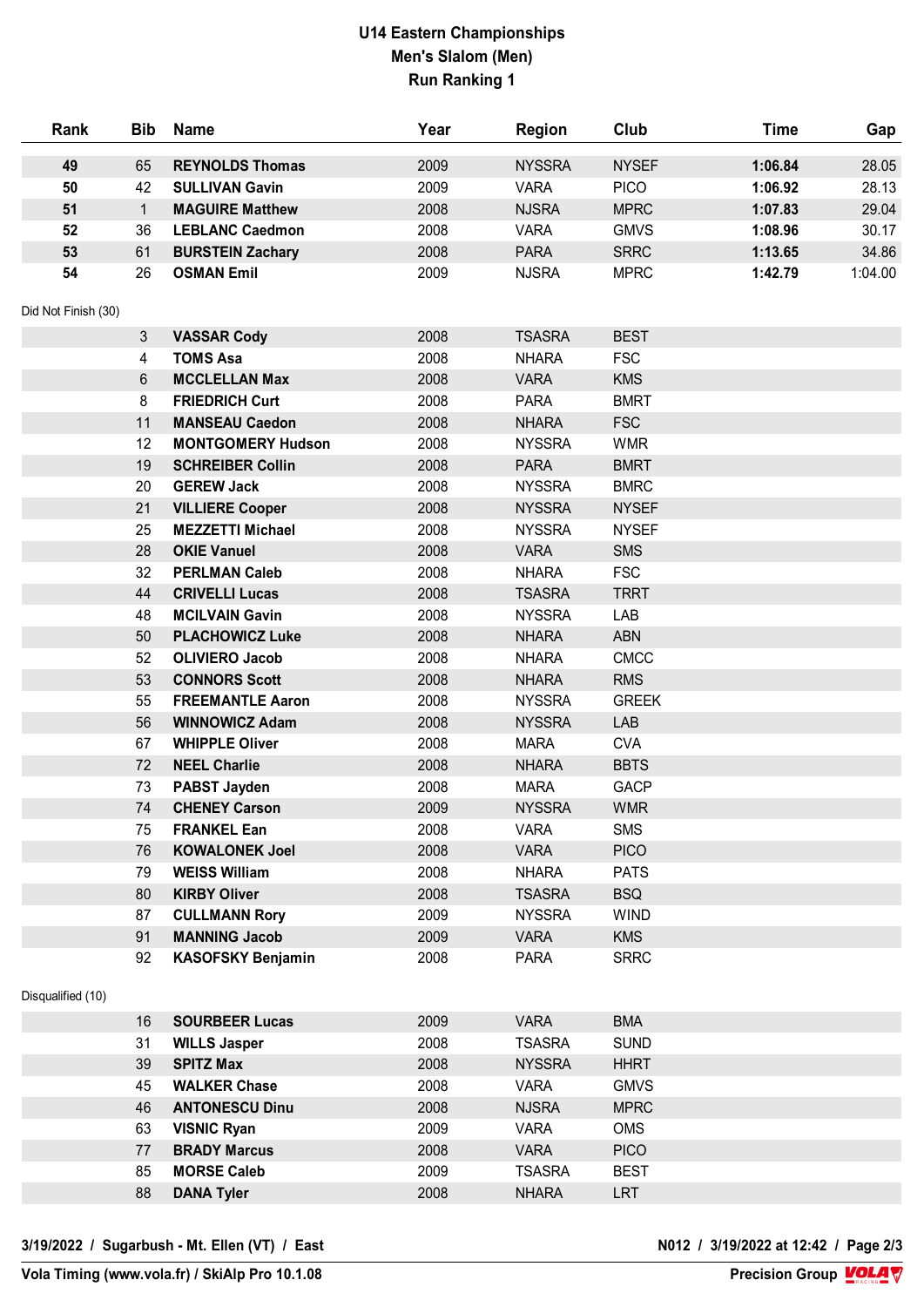# U14 Eastern Championships
## Men's Slalom (Men)
### Run Ranking 1

| Rank | Bib | Name | Year | Region | Club | Time | Gap |
|---|---|---|---|---|---|---|---|
| **49** | 65 | **REYNOLDS Thomas** | 2009 | NYSSRA | NYSEF | **1:06.84** | 28.05 |
| **50** | 42 | **SULLIVAN Gavin** | 2009 | VARA | PICO | **1:06.92** | 28.13 |
| **51** | 1 | **MAGUIRE Matthew** | 2008 | NJSRA | MPRC | **1:07.83** | 29.04 |
| **52** | 36 | **LEBLANC Caedmon** | 2008 | VARA | GMVS | **1:08.96** | 30.17 |
| **53** | 61 | **BURSTEIN Zachary** | 2008 | PARA | SRRC | **1:13.65** | 34.86 |
| **54** | 26 | **OSMAN Emil** | 2009 | NJSRA | MPRC | **1:42.79** | 1:04.00 |

Did Not Finish (30)

| Rank | Bib | Name | Year | Region | Club | Time | Gap |
|---|---|---|---|---|---|---|---|
| | 3 | **VASSAR Cody** | 2008 | TSASRA | BEST | | |
| | 4 | **TOMS Asa** | 2008 | NHARA | FSC | | |
| | 6 | **MCCLELLAN Max** | 2008 | VARA | KMS | | |
| | 8 | **FRIEDRICH Curt** | 2008 | PARA | BMRT | | |
| | 11 | **MANSEAU Caedon** | 2008 | NHARA | FSC | | |
| | 12 | **MONTGOMERY Hudson** | 2008 | NYSSRA | WMR | | |
| | 19 | **SCHREIBER Collin** | 2008 | PARA | BMRT | | |
| | 20 | **GEREW Jack** | 2008 | NYSSRA | BMRC | | |
| | 21 | **VILLIERE Cooper** | 2008 | NYSSRA | NYSEF | | |
| | 25 | **MEZZETTI Michael** | 2008 | NYSSRA | NYSEF | | |
| | 28 | **OKIE Vanuel** | 2008 | VARA | SMS | | |
| | 32 | **PERLMAN Caleb** | 2008 | NHARA | FSC | | |
| | 44 | **CRIVELLI Lucas** | 2008 | TSASRA | TRRT | | |
| | 48 | **MCILVAIN Gavin** | 2008 | NYSSRA | LAB | | |
| | 50 | **PLACHOWICZ Luke** | 2008 | NHARA | ABN | | |
| | 52 | **OLIVIERO Jacob** | 2008 | NHARA | CMCC | | |
| | 53 | **CONNORS Scott** | 2008 | NHARA | RMS | | |
| | 55 | **FREEMANTLE Aaron** | 2008 | NYSSRA | GREEK | | |
| | 56 | **WINNOWICZ Adam** | 2008 | NYSSRA | LAB | | |
| | 67 | **WHIPPLE Oliver** | 2008 | MARA | CVA | | |
| | 72 | **NEEL Charlie** | 2008 | NHARA | BBTS | | |
| | 73 | **PABST Jayden** | 2008 | MARA | GACP | | |
| | 74 | **CHENEY Carson** | 2009 | NYSSRA | WMR | | |
| | 75 | **FRANKEL Ean** | 2008 | VARA | SMS | | |
| | 76 | **KOWALONEK Joel** | 2008 | VARA | PICO | | |
| | 79 | **WEISS William** | 2008 | NHARA | PATS | | |
| | 80 | **KIRBY Oliver** | 2008 | TSASRA | BSQ | | |
| | 87 | **CULLMANN Rory** | 2009 | NYSSRA | WIND | | |
| | 91 | **MANNING Jacob** | 2009 | VARA | KMS | | |
| | 92 | **KASOFSKY Benjamin** | 2008 | PARA | SRRC | | |

Disqualified (10)

| Rank | Bib | Name | Year | Region | Club | Time | Gap |
|---|---|---|---|---|---|---|---|
| | 16 | **SOURBEER Lucas** | 2009 | VARA | BMA | | |
| | 31 | **WILLS Jasper** | 2008 | TSASRA | SUND | | |
| | 39 | **SPITZ Max** | 2008 | NYSSRA | HHRT | | |
| | 45 | **WALKER Chase** | 2008 | VARA | GMVS | | |
| | 46 | **ANTONESCU Dinu** | 2008 | NJSRA | MPRC | | |
| | 63 | **VISNIC Ryan** | 2009 | VARA | OMS | | |
| | 77 | **BRADY Marcus** | 2008 | VARA | PICO | | |
| | 85 | **MORSE Caleb** | 2009 | TSASRA | BEST | | |
| | 88 | **DANA Tyler** | 2008 | NHARA | LRT | | |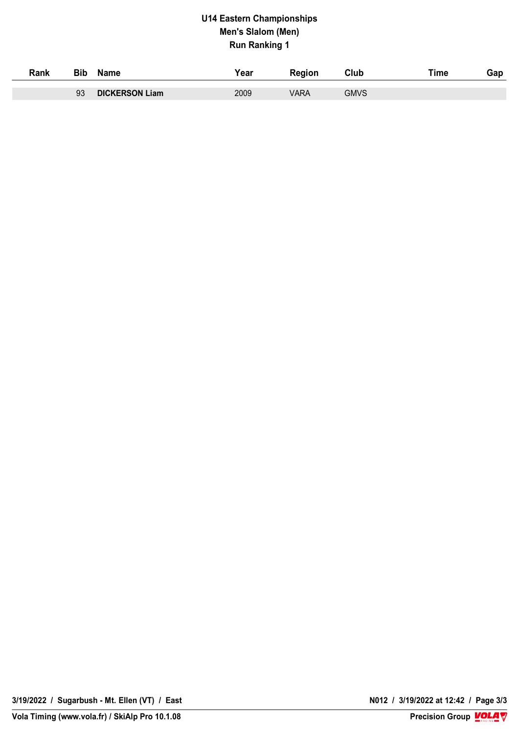# U14 Eastern Championships
## Men's Slalom (Men)
### Run Ranking 1

| Rank | Bib | Name | Year | Region | Club | Time | Gap |
|---|---|---|---|---|---|---|---|
| | 93 | **DICKERSON Liam** | 2009 | VARA | GMVS | | |

3/19/2022 / Sugarbush - Mt. Ellen (VT) / East

N012 / 3/19/2022 at 12:42

Vola Timing (www.vola.fr) / SkiAlp Pro 10.1.08

Precision Group